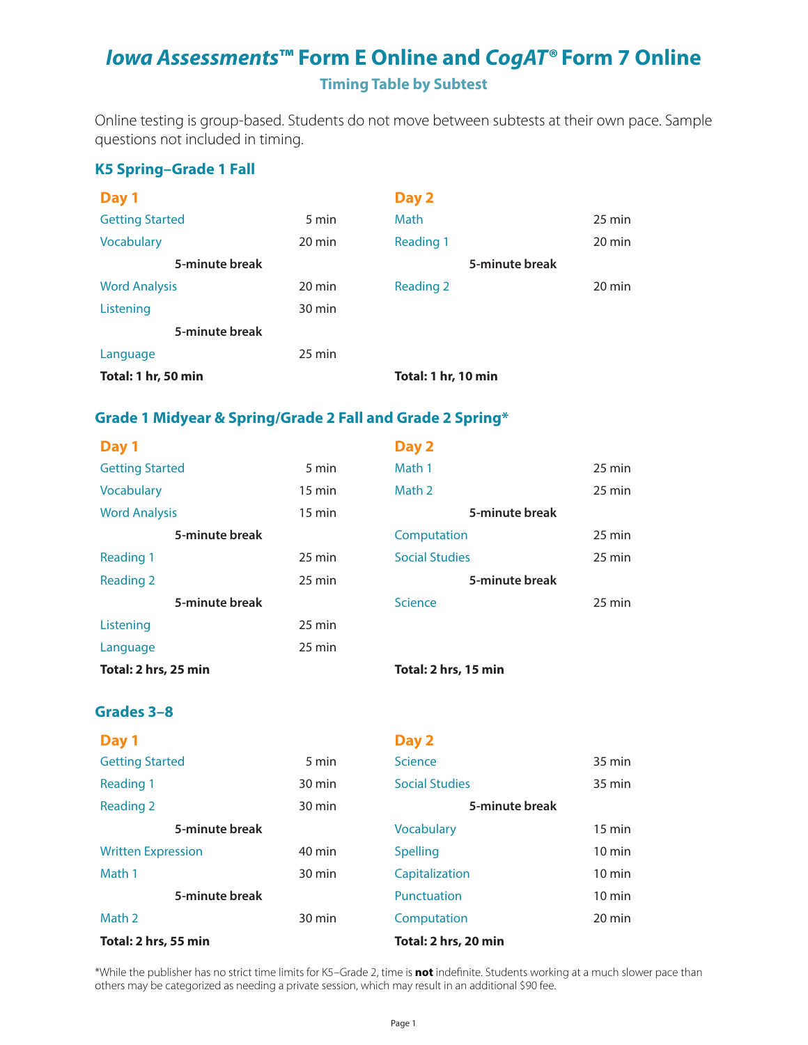# *Iowa Assessments*™ Form E Online and *CogAT*® Form 7 Online

## Timing Table by Subtest

Online testing is group-based. Students do not move between subtests at their own pace. Sample questions not included in timing.

### K5 Spring–Grade 1 Fall

**Day 1**

| Subtest | Time |
|---|---|
| Getting Started | 5 min |
| Vocabulary | 20 min |
| **5-minute break** | |
| Word Analysis | 20 min |
| Listening | 30 min |
| **5-minute break** | |
| Language | 25 min |
| **Total: 1 hr, 50 min** | |

**Day 2**

| Subtest | Time |
|---|---|
| Math | 25 min |
| Reading 1 | 20 min |
| **5-minute break** | |
| Reading 2 | 20 min |
| **Total: 1 hr, 10 min** | |

### Grade 1 Midyear & Spring/Grade 2 Fall and Grade 2 Spring*

**Day 1**

| Subtest | Time |
|---|---|
| Getting Started | 5 min |
| Vocabulary | 15 min |
| Word Analysis | 15 min |
| **5-minute break** | |
| Reading 1 | 25 min |
| Reading 2 | 25 min |
| **5-minute break** | |
| Listening | 25 min |
| Language | 25 min |
| **Total: 2 hrs, 25 min** | |

**Day 2**

| Subtest | Time |
|---|---|
| Math 1 | 25 min |
| Math 2 | 25 min |
| **5-minute break** | |
| Computation | 25 min |
| Social Studies | 25 min |
| **5-minute break** | |
| Science | 25 min |
| **Total: 2 hrs, 15 min** | |

### Grades 3–8

**Day 1**

| Subtest | Time |
|---|---|
| Getting Started | 5 min |
| Reading 1 | 30 min |
| Reading 2 | 30 min |
| **5-minute break** | |
| Written Expression | 40 min |
| Math 1 | 30 min |
| **5-minute break** | |
| Math 2 | 30 min |
| **Total: 2 hrs, 55 min** | |

**Day 2**

| Subtest | Time |
|---|---|
| Science | 35 min |
| Social Studies | 35 min |
| **5-minute break** | |
| Vocabulary | 15 min |
| Spelling | 10 min |
| Capitalization | 10 min |
| Punctuation | 10 min |
| Computation | 20 min |
| **Total: 2 hrs, 20 min** | |

*While the publisher has no strict time limits for K5–Grade 2, time is **not** indefinite. Students working at a much slower pace than others may be categorized as needing a private session, which may result in an additional $90 fee.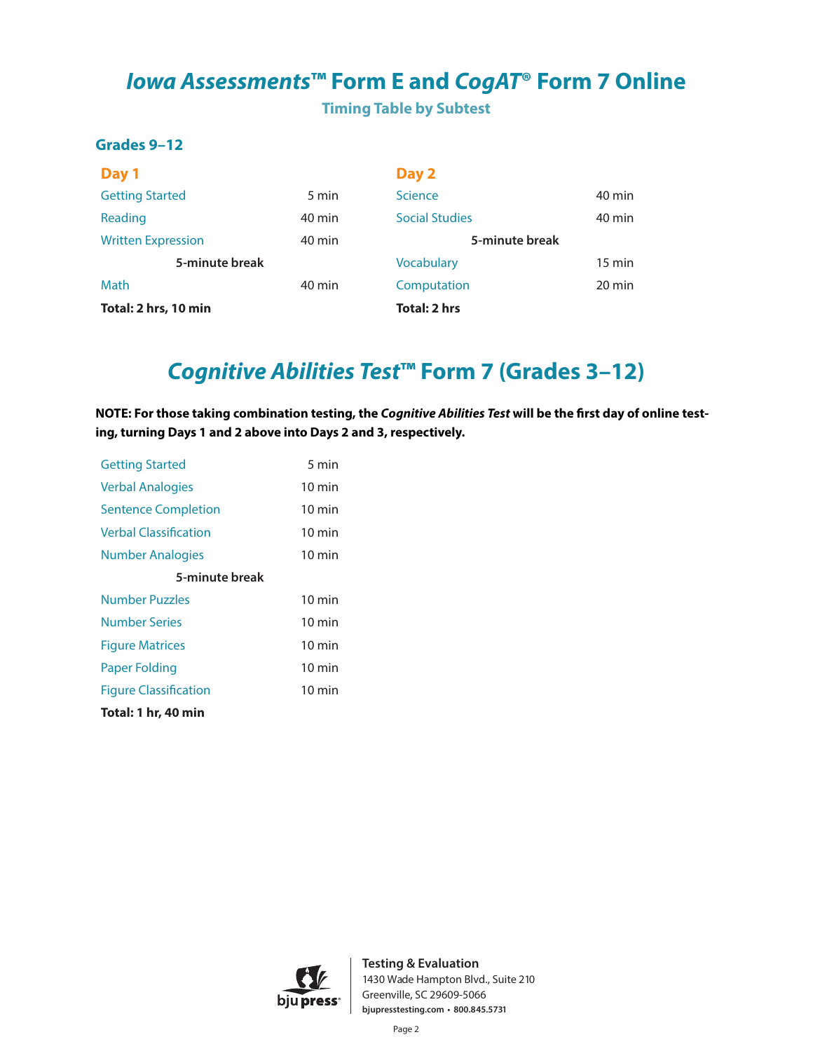# *Iowa Assessments*™ Form E and *CogAT*® Form 7 Online

### Timing Table by Subtest

## Grades 9–12

| Day 1 | | Day 2 | |
|---|---|---|---|
| Getting Started | 5 min | Science | 40 min |
| Reading | 40 min | Social Studies | 40 min |
| Written Expression | 40 min | **5-minute break** | |
| **5-minute break** | | Vocabulary | 15 min |
| Math | 40 min | Computation | 20 min |
| **Total: 2 hrs, 10 min** | | **Total: 2 hrs** | |

# *Cognitive Abilities Test*™ Form 7 (Grades 3–12)

**NOTE: For those taking combination testing, the *Cognitive Abilities Test* will be the first day of online testing, turning Days 1 and 2 above into Days 2 and 3, respectively.**

| | |
|---|---|
| Getting Started | 5 min |
| Verbal Analogies | 10 min |
| Sentence Completion | 10 min |
| Verbal Classification | 10 min |
| Number Analogies | 10 min |
| **5-minute break** | |
| Number Puzzles | 10 min |
| Number Series | 10 min |
| Figure Matrices | 10 min |
| Paper Folding | 10 min |
| Figure Classification | 10 min |
| **Total: 1 hr, 40 min** | |

bju press®

**Testing & Evaluation**
1430 Wade Hampton Blvd., Suite 210
Greenville, SC 29609-5066
**bjupresstesting.com • 800.845.5731**